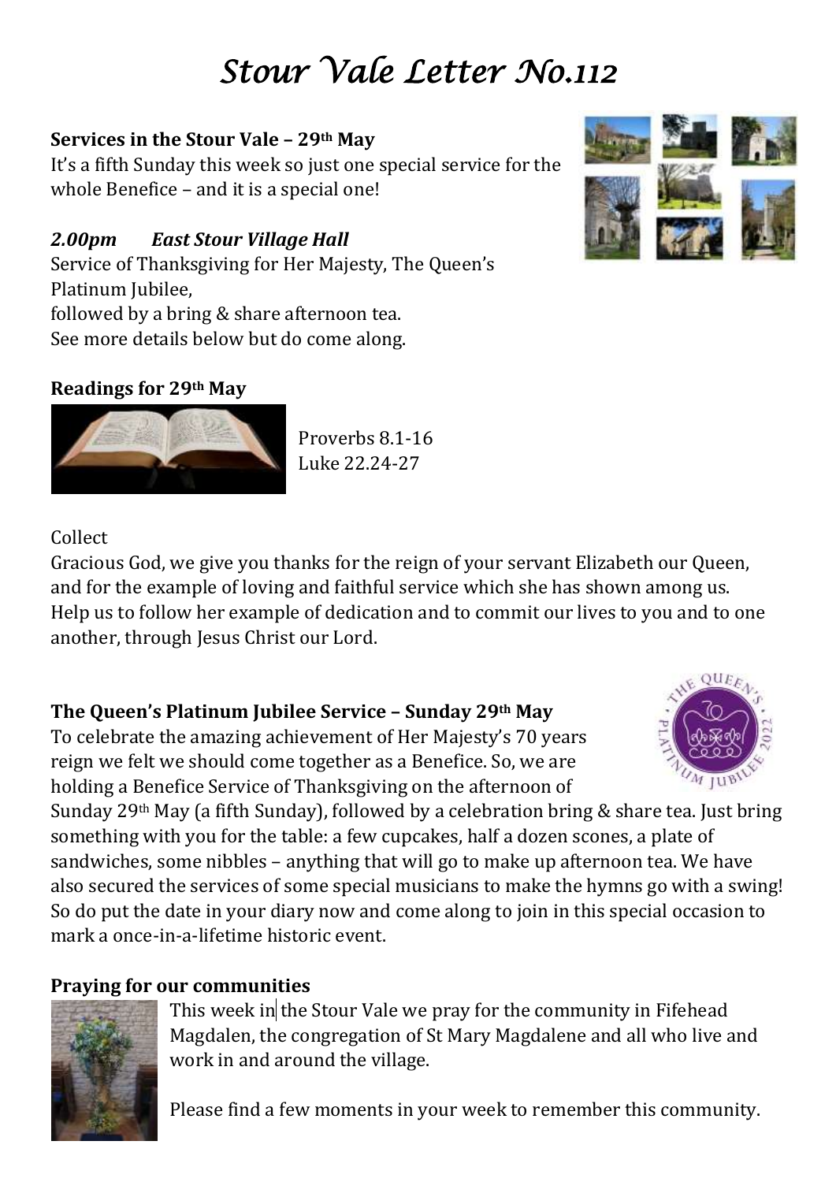# *Stour Vale Letter No.112*

**Services in the Stour Vale – 29th May**

It's a fifth Sunday this week so just one special service for the whole Benefice – and it is a special one!

***2.00pm East Stour Village Hall***

Service of Thanksgiving for Her Majesty, The Queen's Platinum Jubilee,

followed by a bring & share afternoon tea.

See more details below but do come along.

**Readings for 29th May**

Proverbs 8.1-16

Luke 22.24-27

Collect

Gracious God, we give you thanks for the reign of your servant Elizabeth our Queen, and for the example of loving and faithful service which she has shown among us. Help us to follow her example of dedication and to commit our lives to you and to one another, through Jesus Christ our Lord.

**The Queen's Platinum Jubilee Service – Sunday 29th May**

To celebrate the amazing achievement of Her Majesty's 70 years reign we felt we should come together as a Benefice. So, we are holding a Benefice Service of Thanksgiving on the afternoon of Sunday 29th May (a fifth Sunday), followed by a celebration bring & share tea. Just bring something with you for the table: a few cupcakes, half a dozen scones, a plate of sandwiches, some nibbles – anything that will go to make up afternoon tea. We have also secured the services of some special musicians to make the hymns go with a swing! So do put the date in your diary now and come along to join in this special occasion to mark a once-in-a-lifetime historic event.

**Praying for our communities**

This week in the Stour Vale we pray for the community in Fifehead Magdalen, the congregation of St Mary Magdalene and all who live and work in and around the village.

Please find a few moments in your week to remember this community.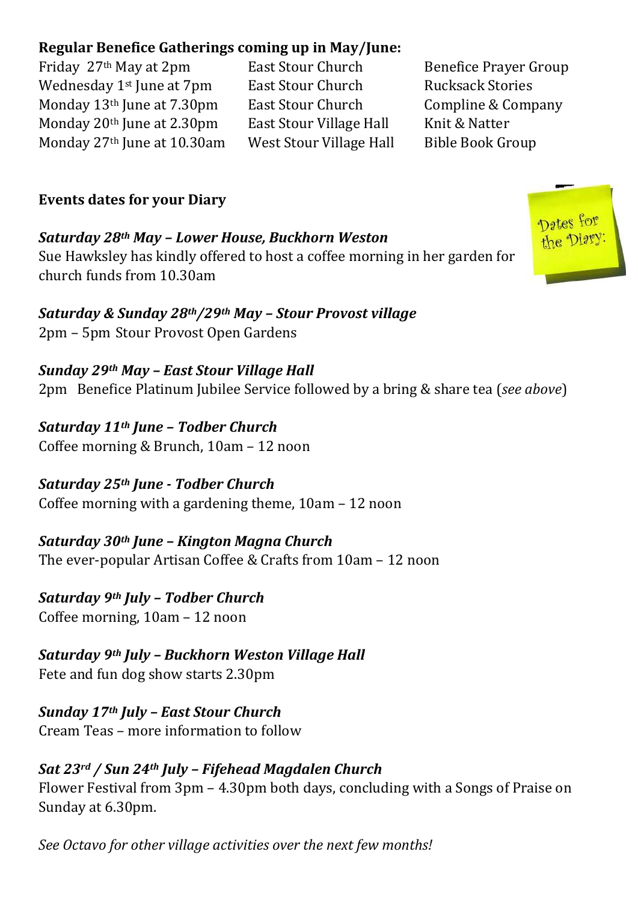**Regular Benefice Gatherings coming up in May/June:**

| | | |
|---|---|---|
| Friday 27th May at 2pm | East Stour Church | Benefice Prayer Group |
| Wednesday 1st June at 7pm | East Stour Church | Rucksack Stories |
| Monday 13th June at 7.30pm | East Stour Church | Compline & Company |
| Monday 20th June at 2.30pm | East Stour Village Hall | Knit & Natter |
| Monday 27th June at 10.30am | West Stour Village Hall | Bible Book Group |

**Events dates for your Diary**

Dates for the Diary:

***Saturday 28th May – Lower House, Buckhorn Weston***
Sue Hawksley has kindly offered to host a coffee morning in her garden for church funds from 10.30am

***Saturday & Sunday 28th/29th May – Stour Provost village***
2pm – 5pm Stour Provost Open Gardens

***Sunday 29th May – East Stour Village Hall***
2pm Benefice Platinum Jubilee Service followed by a bring & share tea (*see above*)

***Saturday 11th June – Todber Church***
Coffee morning & Brunch, 10am – 12 noon

***Saturday 25th June - Todber Church***
Coffee morning with a gardening theme, 10am – 12 noon

***Saturday 30th June – Kington Magna Church***
The ever-popular Artisan Coffee & Crafts from 10am – 12 noon

***Saturday 9th July – Todber Church***
Coffee morning, 10am – 12 noon

***Saturday 9th July – Buckhorn Weston Village Hall***
Fete and fun dog show starts 2.30pm

***Sunday 17th July – East Stour Church***
Cream Teas – more information to follow

***Sat 23rd / Sun 24th July – Fifehead Magdalen Church***
Flower Festival from 3pm – 4.30pm both days, concluding with a Songs of Praise on Sunday at 6.30pm.

*See Octavo for other village activities over the next few months!*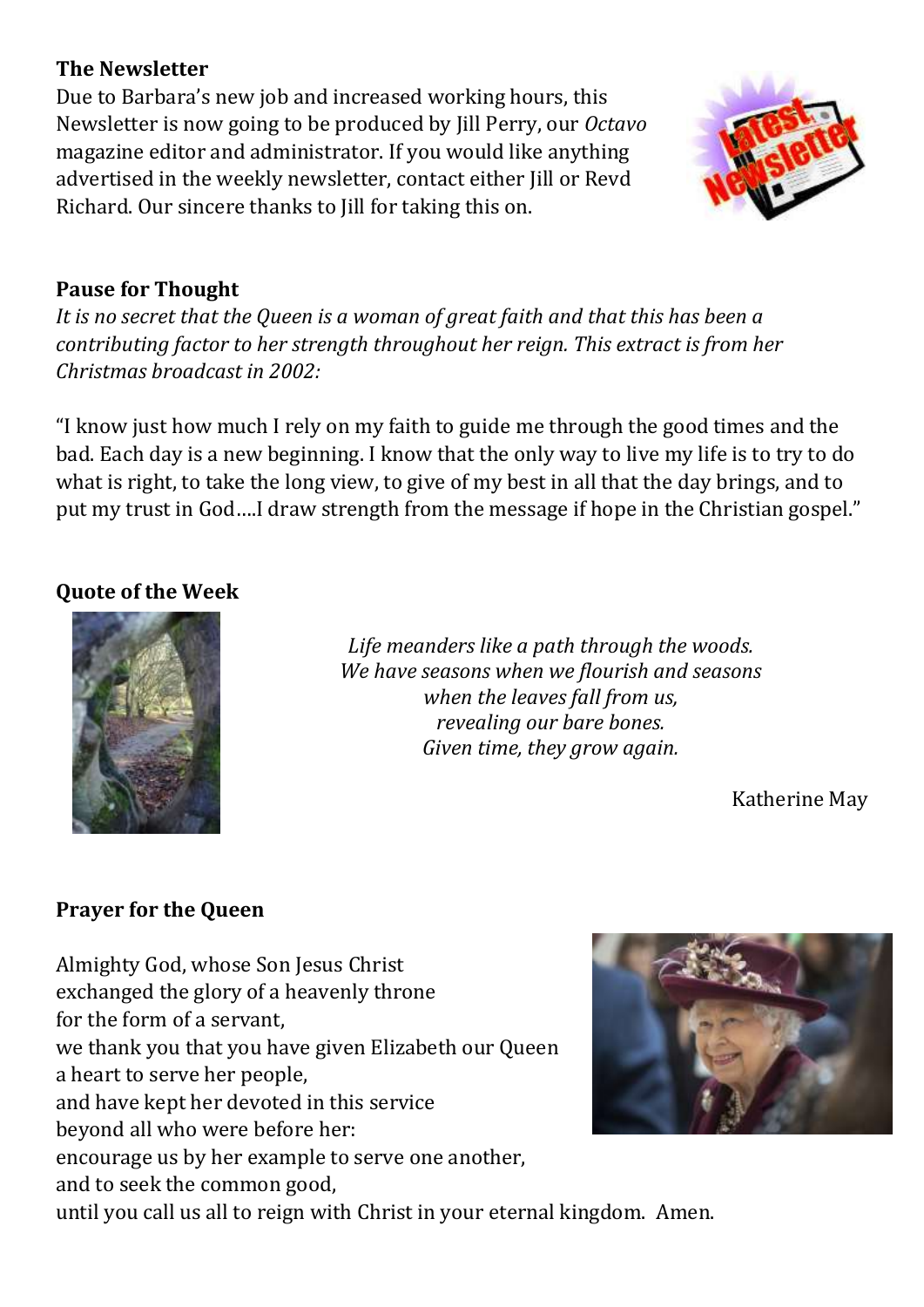**The Newsletter**

Due to Barbara's new job and increased working hours, this Newsletter is now going to be produced by Jill Perry, our *Octavo* magazine editor and administrator. If you would like anything advertised in the weekly newsletter, contact either Jill or Revd Richard. Our sincere thanks to Jill for taking this on.

**Pause for Thought**

*It is no secret that the Queen is a woman of great faith and that this has been a contributing factor to her strength throughout her reign. This extract is from her Christmas broadcast in 2002:*

"I know just how much I rely on my faith to guide me through the good times and the bad. Each day is a new beginning. I know that the only way to live my life is to try to do what is right, to take the long view, to give of my best in all that the day brings, and to put my trust in God….I draw strength from the message if hope in the Christian gospel."

**Quote of the Week**

*Life meanders like a path through the woods.*
*We have seasons when we flourish and seasons*
*when the leaves fall from us,*
*revealing our bare bones.*
*Given time, they grow again.*

Katherine May

**Prayer for the Queen**

Almighty God, whose Son Jesus Christ
exchanged the glory of a heavenly throne
for the form of a servant,
we thank you that you have given Elizabeth our Queen
a heart to serve her people,
and have kept her devoted in this service
beyond all who were before her:
encourage us by her example to serve one another,
and to seek the common good,
until you call us all to reign with Christ in your eternal kingdom. Amen.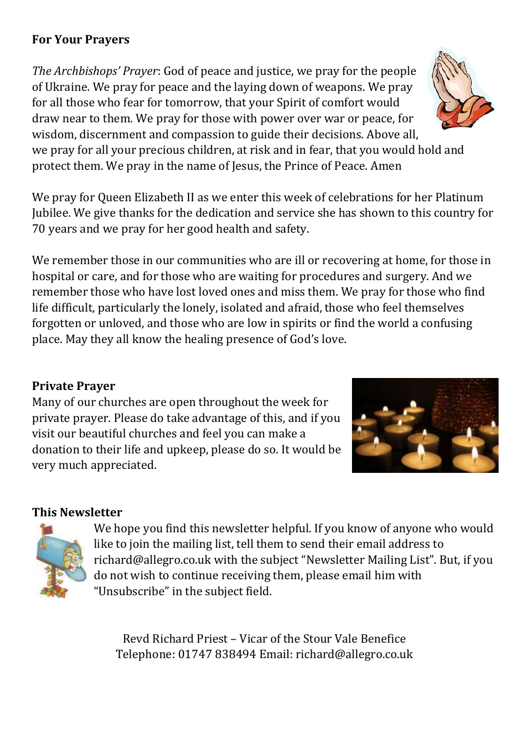## For Your Prayers

*The Archbishops' Prayer*: God of peace and justice, we pray for the people of Ukraine. We pray for peace and the laying down of weapons. We pray for all those who fear for tomorrow, that your Spirit of comfort would draw near to them. We pray for those with power over war or peace, for wisdom, discernment and compassion to guide their decisions. Above all, we pray for all your precious children, at risk and in fear, that you would hold and protect them. We pray in the name of Jesus, the Prince of Peace. Amen

We pray for Queen Elizabeth II as we enter this week of celebrations for her Platinum Jubilee. We give thanks for the dedication and service she has shown to this country for 70 years and we pray for her good health and safety.

We remember those in our communities who are ill or recovering at home, for those in hospital or care, and for those who are waiting for procedures and surgery. And we remember those who have lost loved ones and miss them. We pray for those who find life difficult, particularly the lonely, isolated and afraid, those who feel themselves forgotten or unloved, and those who are low in spirits or find the world a confusing place. May they all know the healing presence of God's love.

## Private Prayer

Many of our churches are open throughout the week for private prayer. Please do take advantage of this, and if you visit our beautiful churches and feel you can make a donation to their life and upkeep, please do so. It would be very much appreciated.

## This Newsletter

We hope you find this newsletter helpful. If you know of anyone who would like to join the mailing list, tell them to send their email address to richard@allegro.co.uk with the subject "Newsletter Mailing List". But, if you do not wish to continue receiving them, please email him with "Unsubscribe" in the subject field.

Revd Richard Priest – Vicar of the Stour Vale Benefice
Telephone: 01747 838494 Email: richard@allegro.co.uk